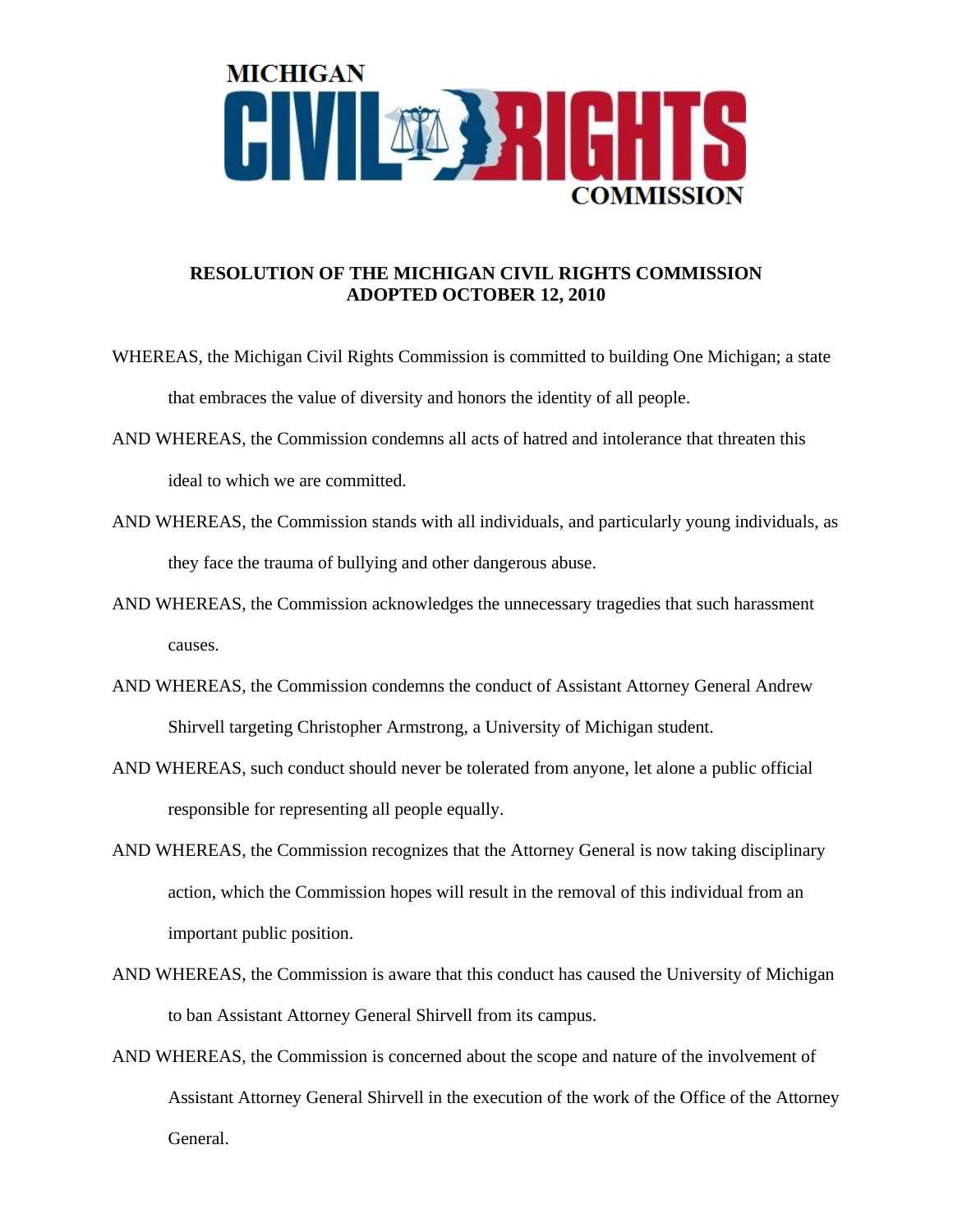MICHIGAN CIVIL RIGHTS COMMISSION

# RESOLUTION OF THE MICHIGAN CIVIL RIGHTS COMMISSION ADOPTED OCTOBER 12, 2010

WHEREAS, the Michigan Civil Rights Commission is committed to building One Michigan; a state that embraces the value of diversity and honors the identity of all people.

AND WHEREAS, the Commission condemns all acts of hatred and intolerance that threaten this ideal to which we are committed.

AND WHEREAS, the Commission stands with all individuals, and particularly young individuals, as they face the trauma of bullying and other dangerous abuse.

AND WHEREAS, the Commission acknowledges the unnecessary tragedies that such harassment causes.

AND WHEREAS, the Commission condemns the conduct of Assistant Attorney General Andrew Shirvell targeting Christopher Armstrong, a University of Michigan student.

AND WHEREAS, such conduct should never be tolerated from anyone, let alone a public official responsible for representing all people equally.

AND WHEREAS, the Commission recognizes that the Attorney General is now taking disciplinary action, which the Commission hopes will result in the removal of this individual from an important public position.

AND WHEREAS, the Commission is aware that this conduct has caused the University of Michigan to ban Assistant Attorney General Shirvell from its campus.

AND WHEREAS, the Commission is concerned about the scope and nature of the involvement of Assistant Attorney General Shirvell in the execution of the work of the Office of the Attorney General.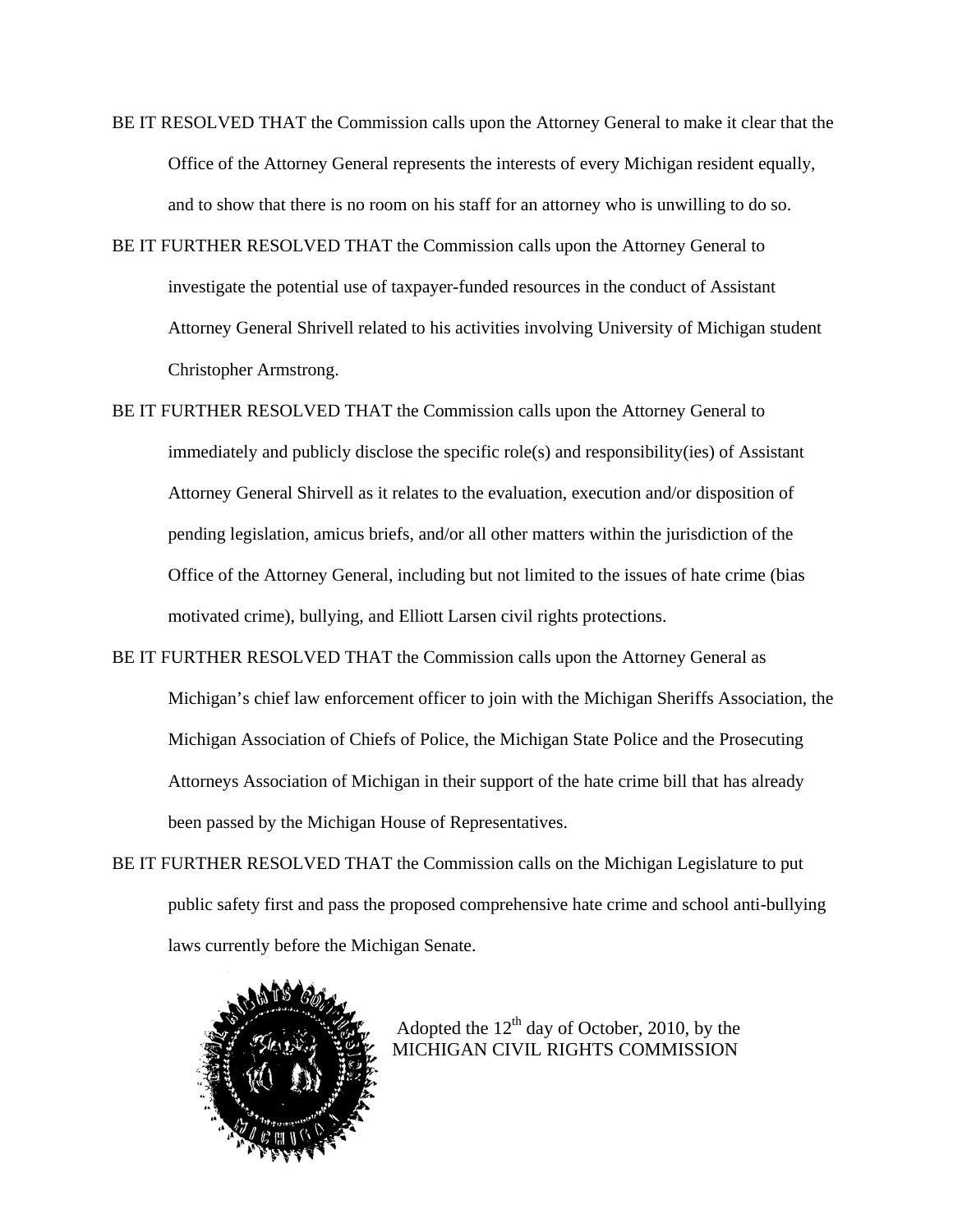BE IT RESOLVED THAT the Commission calls upon the Attorney General to make it clear that the Office of the Attorney General represents the interests of every Michigan resident equally, and to show that there is no room on his staff for an attorney who is unwilling to do so.

BE IT FURTHER RESOLVED THAT the Commission calls upon the Attorney General to investigate the potential use of taxpayer-funded resources in the conduct of Assistant Attorney General Shrivell related to his activities involving University of Michigan student Christopher Armstrong.

BE IT FURTHER RESOLVED THAT the Commission calls upon the Attorney General to immediately and publicly disclose the specific role(s) and responsibility(ies) of Assistant Attorney General Shirvell as it relates to the evaluation, execution and/or disposition of pending legislation, amicus briefs, and/or all other matters within the jurisdiction of the Office of the Attorney General, including but not limited to the issues of hate crime (bias motivated crime), bullying, and Elliott Larsen civil rights protections.

BE IT FURTHER RESOLVED THAT the Commission calls upon the Attorney General as Michigan's chief law enforcement officer to join with the Michigan Sheriffs Association, the Michigan Association of Chiefs of Police, the Michigan State Police and the Prosecuting Attorneys Association of Michigan in their support of the hate crime bill that has already been passed by the Michigan House of Representatives.

BE IT FURTHER RESOLVED THAT the Commission calls on the Michigan Legislature to put public safety first and pass the proposed comprehensive hate crime and school anti-bullying laws currently before the Michigan Senate.

Adopted the 12th day of October, 2010, by the
MICHIGAN CIVIL RIGHTS COMMISSION